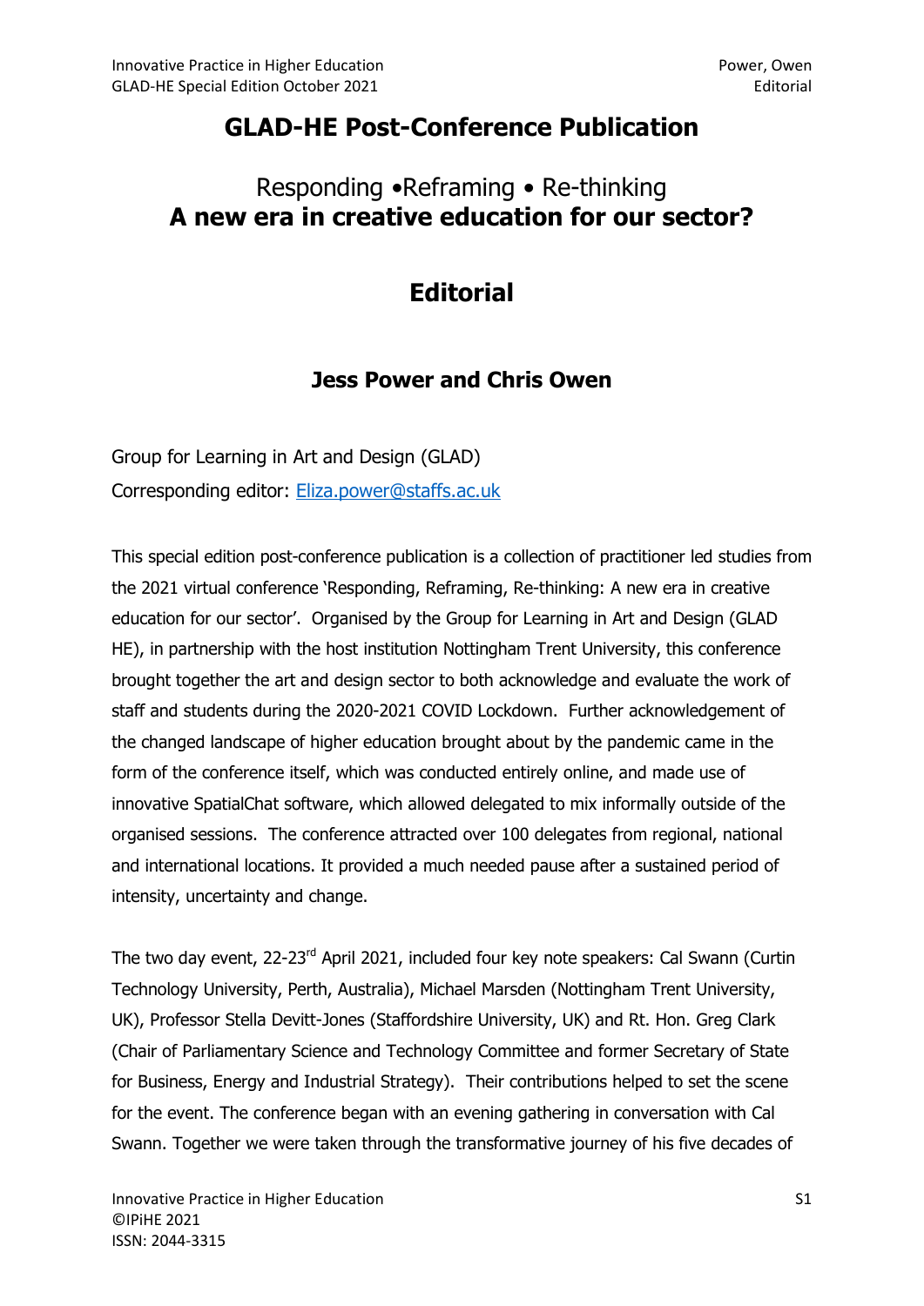# GLAD-HE Post-Conference Publication

## Responding •Reframing • Re-thinking
## **A new era in creative education for our sector?**

# Editorial

### Jess Power and Chris Owen

Group for Learning in Art and Design (GLAD)

Corresponding editor: Eliza.power@staffs.ac.uk

This special edition post-conference publication is a collection of practitioner led studies from the 2021 virtual conference 'Responding, Reframing, Re-thinking: A new era in creative education for our sector'. Organised by the Group for Learning in Art and Design (GLAD HE), in partnership with the host institution Nottingham Trent University, this conference brought together the art and design sector to both acknowledge and evaluate the work of staff and students during the 2020-2021 COVID Lockdown. Further acknowledgement of the changed landscape of higher education brought about by the pandemic came in the form of the conference itself, which was conducted entirely online, and made use of innovative SpatialChat software, which allowed delegated to mix informally outside of the organised sessions. The conference attracted over 100 delegates from regional, national and international locations. It provided a much needed pause after a sustained period of intensity, uncertainty and change.

The two day event, 22-23rd April 2021, included four key note speakers: Cal Swann (Curtin Technology University, Perth, Australia), Michael Marsden (Nottingham Trent University, UK), Professor Stella Devitt-Jones (Staffordshire University, UK) and Rt. Hon. Greg Clark (Chair of Parliamentary Science and Technology Committee and former Secretary of State for Business, Energy and Industrial Strategy). Their contributions helped to set the scene for the event. The conference began with an evening gathering in conversation with Cal Swann. Together we were taken through the transformative journey of his five decades of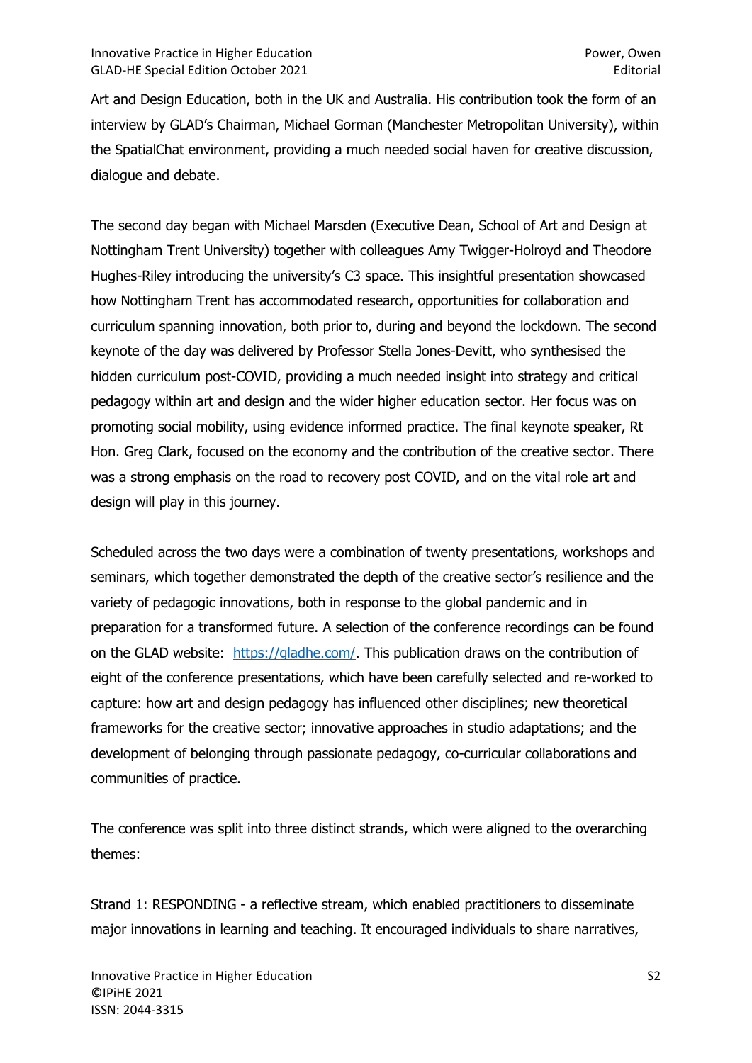Art and Design Education, both in the UK and Australia. His contribution took the form of an interview by GLAD's Chairman, Michael Gorman (Manchester Metropolitan University), within the SpatialChat environment, providing a much needed social haven for creative discussion, dialogue and debate.

The second day began with Michael Marsden (Executive Dean, School of Art and Design at Nottingham Trent University) together with colleagues Amy Twigger-Holroyd and Theodore Hughes-Riley introducing the university's C3 space. This insightful presentation showcased how Nottingham Trent has accommodated research, opportunities for collaboration and curriculum spanning innovation, both prior to, during and beyond the lockdown. The second keynote of the day was delivered by Professor Stella Jones-Devitt, who synthesised the hidden curriculum post-COVID, providing a much needed insight into strategy and critical pedagogy within art and design and the wider higher education sector. Her focus was on promoting social mobility, using evidence informed practice. The final keynote speaker, Rt Hon. Greg Clark, focused on the economy and the contribution of the creative sector. There was a strong emphasis on the road to recovery post COVID, and on the vital role art and design will play in this journey.

Scheduled across the two days were a combination of twenty presentations, workshops and seminars, which together demonstrated the depth of the creative sector's resilience and the variety of pedagogic innovations, both in response to the global pandemic and in preparation for a transformed future. A selection of the conference recordings can be found on the GLAD website: [https://gladhe.com/](https://gladhe.com/). This publication draws on the contribution of eight of the conference presentations, which have been carefully selected and re-worked to capture: how art and design pedagogy has influenced other disciplines; new theoretical frameworks for the creative sector; innovative approaches in studio adaptations; and the development of belonging through passionate pedagogy, co-curricular collaborations and communities of practice.

The conference was split into three distinct strands, which were aligned to the overarching themes:

Strand 1: RESPONDING - a reflective stream, which enabled practitioners to disseminate major innovations in learning and teaching. It encouraged individuals to share narratives,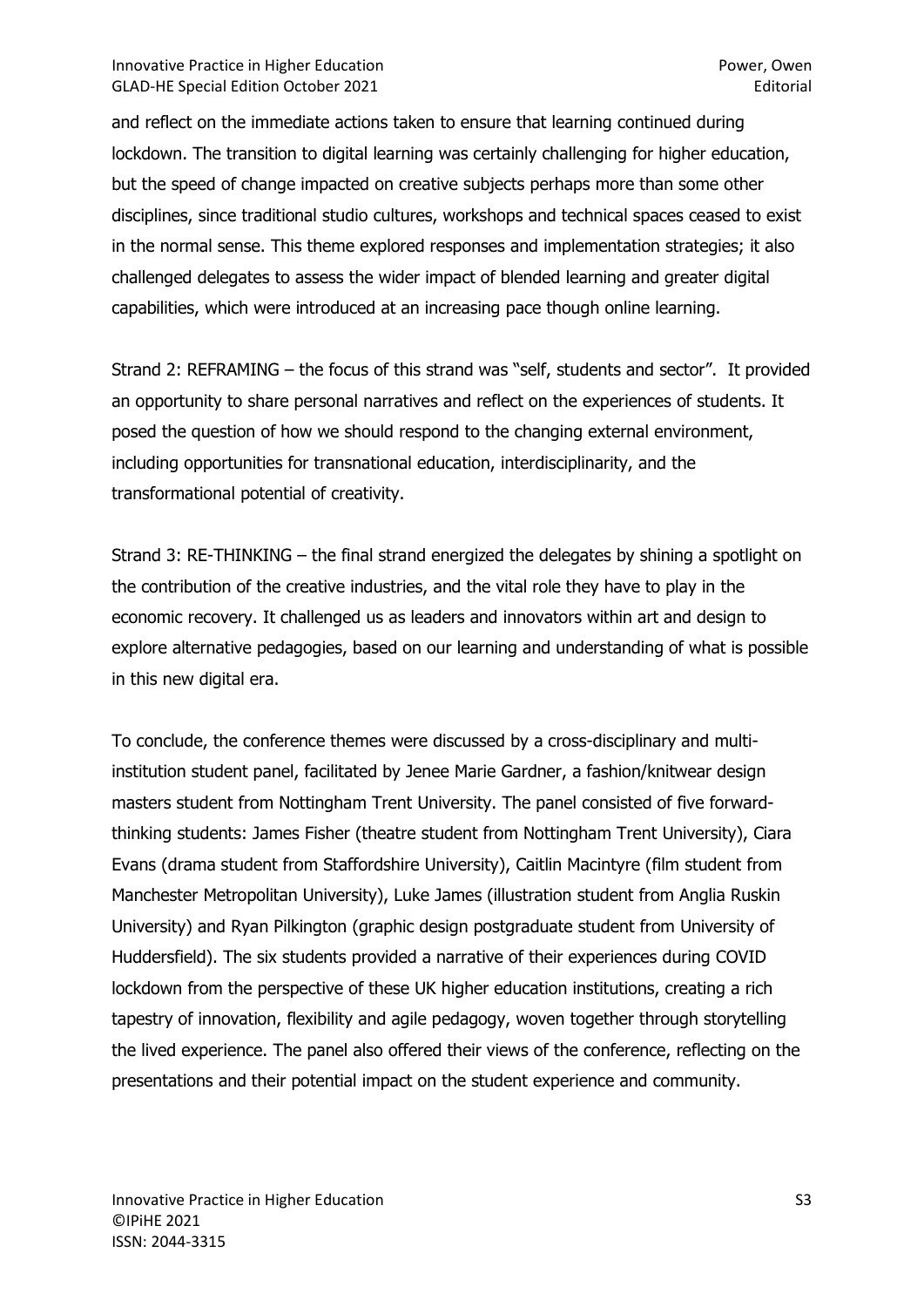and reflect on the immediate actions taken to ensure that learning continued during lockdown. The transition to digital learning was certainly challenging for higher education, but the speed of change impacted on creative subjects perhaps more than some other disciplines, since traditional studio cultures, workshops and technical spaces ceased to exist in the normal sense. This theme explored responses and implementation strategies; it also challenged delegates to assess the wider impact of blended learning and greater digital capabilities, which were introduced at an increasing pace though online learning.

Strand 2: REFRAMING – the focus of this strand was "self, students and sector". It provided an opportunity to share personal narratives and reflect on the experiences of students. It posed the question of how we should respond to the changing external environment, including opportunities for transnational education, interdisciplinarity, and the transformational potential of creativity.

Strand 3: RE-THINKING – the final strand energized the delegates by shining a spotlight on the contribution of the creative industries, and the vital role they have to play in the economic recovery. It challenged us as leaders and innovators within art and design to explore alternative pedagogies, based on our learning and understanding of what is possible in this new digital era.

To conclude, the conference themes were discussed by a cross-disciplinary and multi-institution student panel, facilitated by Jenee Marie Gardner, a fashion/knitwear design masters student from Nottingham Trent University. The panel consisted of five forward-thinking students: James Fisher (theatre student from Nottingham Trent University), Ciara Evans (drama student from Staffordshire University), Caitlin Macintyre (film student from Manchester Metropolitan University), Luke James (illustration student from Anglia Ruskin University) and Ryan Pilkington (graphic design postgraduate student from University of Huddersfield). The six students provided a narrative of their experiences during COVID lockdown from the perspective of these UK higher education institutions, creating a rich tapestry of innovation, flexibility and agile pedagogy, woven together through storytelling the lived experience. The panel also offered their views of the conference, reflecting on the presentations and their potential impact on the student experience and community.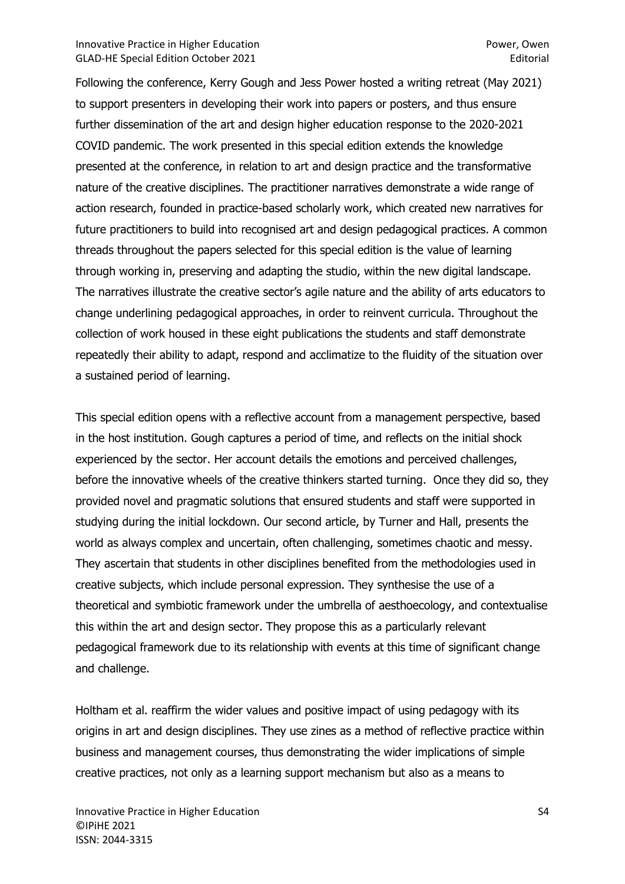Following the conference, Kerry Gough and Jess Power hosted a writing retreat (May 2021) to support presenters in developing their work into papers or posters, and thus ensure further dissemination of the art and design higher education response to the 2020-2021 COVID pandemic. The work presented in this special edition extends the knowledge presented at the conference, in relation to art and design practice and the transformative nature of the creative disciplines. The practitioner narratives demonstrate a wide range of action research, founded in practice-based scholarly work, which created new narratives for future practitioners to build into recognised art and design pedagogical practices. A common threads throughout the papers selected for this special edition is the value of learning through working in, preserving and adapting the studio, within the new digital landscape. The narratives illustrate the creative sector's agile nature and the ability of arts educators to change underlining pedagogical approaches, in order to reinvent curricula. Throughout the collection of work housed in these eight publications the students and staff demonstrate repeatedly their ability to adapt, respond and acclimatize to the fluidity of the situation over a sustained period of learning.

This special edition opens with a reflective account from a management perspective, based in the host institution. Gough captures a period of time, and reflects on the initial shock experienced by the sector. Her account details the emotions and perceived challenges, before the innovative wheels of the creative thinkers started turning. Once they did so, they provided novel and pragmatic solutions that ensured students and staff were supported in studying during the initial lockdown. Our second article, by Turner and Hall, presents the world as always complex and uncertain, often challenging, sometimes chaotic and messy. They ascertain that students in other disciplines benefited from the methodologies used in creative subjects, which include personal expression. They synthesise the use of a theoretical and symbiotic framework under the umbrella of aesthoecology, and contextualise this within the art and design sector. They propose this as a particularly relevant pedagogical framework due to its relationship with events at this time of significant change and challenge.

Holtham et al. reaffirm the wider values and positive impact of using pedagogy with its origins in art and design disciplines. They use zines as a method of reflective practice within business and management courses, thus demonstrating the wider implications of simple creative practices, not only as a learning support mechanism but also as a means to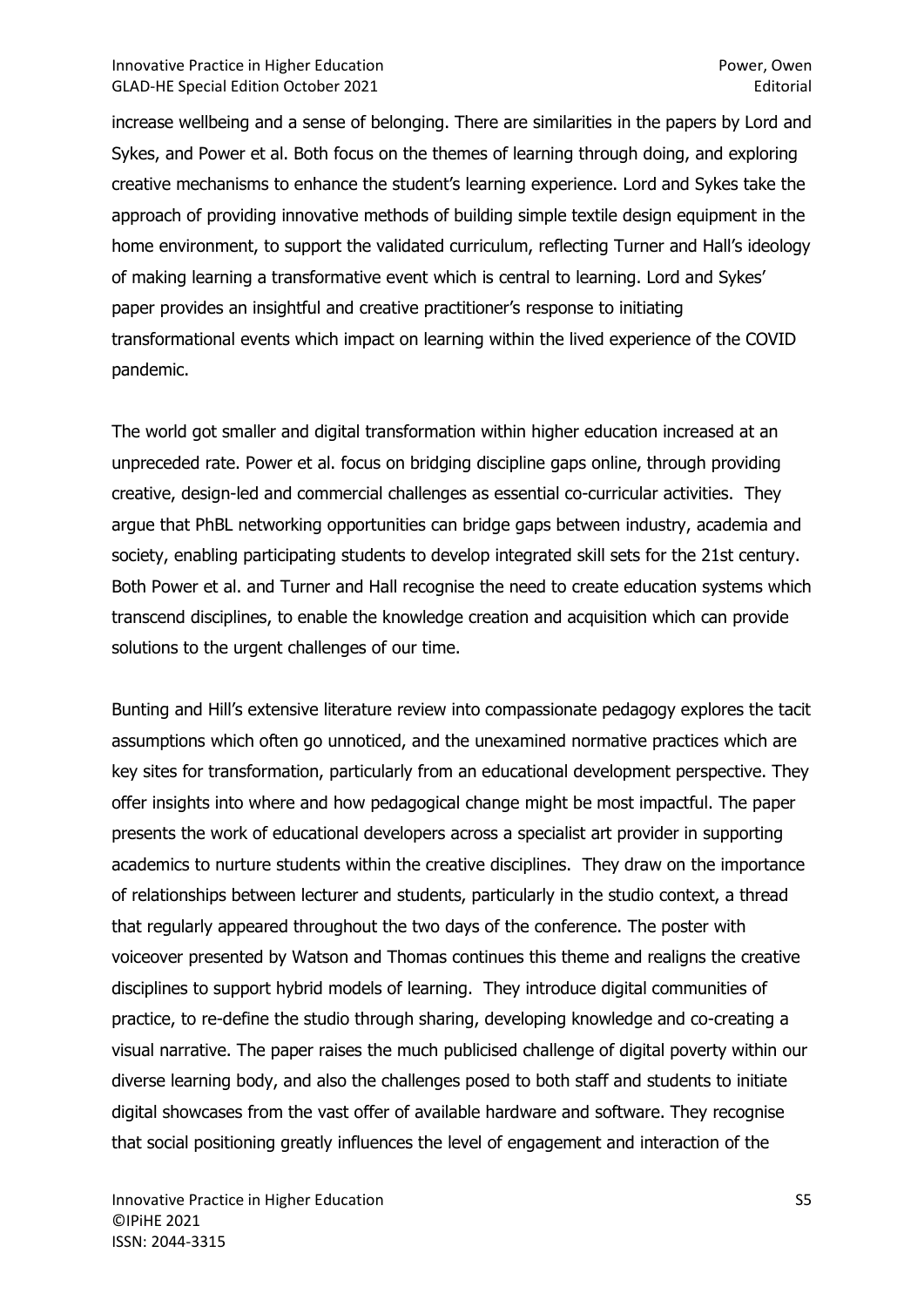increase wellbeing and a sense of belonging. There are similarities in the papers by Lord and Sykes, and Power et al. Both focus on the themes of learning through doing, and exploring creative mechanisms to enhance the student's learning experience. Lord and Sykes take the approach of providing innovative methods of building simple textile design equipment in the home environment, to support the validated curriculum, reflecting Turner and Hall's ideology of making learning a transformative event which is central to learning. Lord and Sykes' paper provides an insightful and creative practitioner's response to initiating transformational events which impact on learning within the lived experience of the COVID pandemic.

The world got smaller and digital transformation within higher education increased at an unpreceded rate. Power et al. focus on bridging discipline gaps online, through providing creative, design-led and commercial challenges as essential co-curricular activities. They argue that PhBL networking opportunities can bridge gaps between industry, academia and society, enabling participating students to develop integrated skill sets for the 21st century. Both Power et al. and Turner and Hall recognise the need to create education systems which transcend disciplines, to enable the knowledge creation and acquisition which can provide solutions to the urgent challenges of our time.

Bunting and Hill's extensive literature review into compassionate pedagogy explores the tacit assumptions which often go unnoticed, and the unexamined normative practices which are key sites for transformation, particularly from an educational development perspective. They offer insights into where and how pedagogical change might be most impactful. The paper presents the work of educational developers across a specialist art provider in supporting academics to nurture students within the creative disciplines. They draw on the importance of relationships between lecturer and students, particularly in the studio context, a thread that regularly appeared throughout the two days of the conference. The poster with voiceover presented by Watson and Thomas continues this theme and realigns the creative disciplines to support hybrid models of learning. They introduce digital communities of practice, to re-define the studio through sharing, developing knowledge and co-creating a visual narrative. The paper raises the much publicised challenge of digital poverty within our diverse learning body, and also the challenges posed to both staff and students to initiate digital showcases from the vast offer of available hardware and software. They recognise that social positioning greatly influences the level of engagement and interaction of the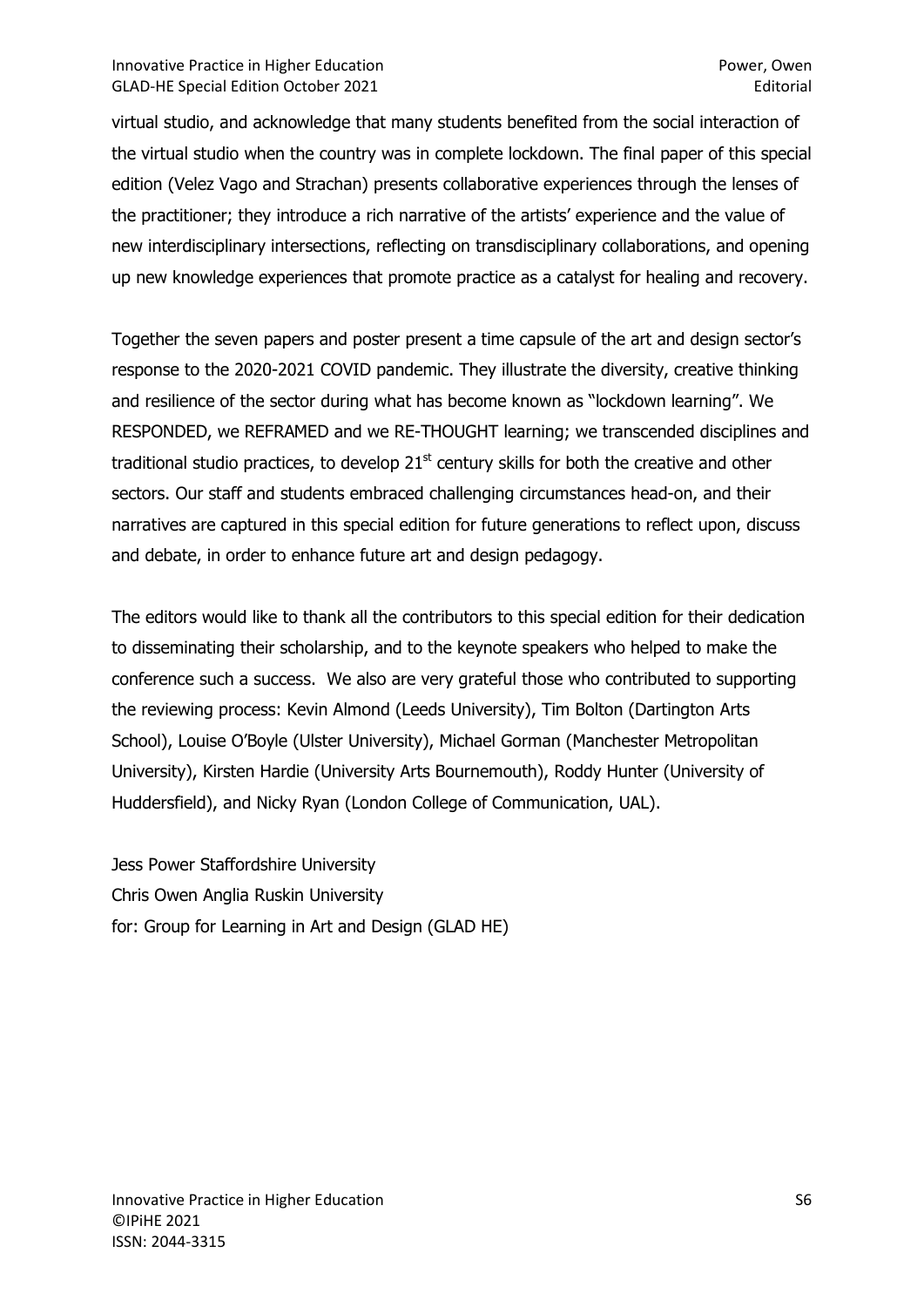virtual studio, and acknowledge that many students benefited from the social interaction of the virtual studio when the country was in complete lockdown. The final paper of this special edition (Velez Vago and Strachan) presents collaborative experiences through the lenses of the practitioner; they introduce a rich narrative of the artists' experience and the value of new interdisciplinary intersections, reflecting on transdisciplinary collaborations, and opening up new knowledge experiences that promote practice as a catalyst for healing and recovery.

Together the seven papers and poster present a time capsule of the art and design sector's response to the 2020-2021 COVID pandemic. They illustrate the diversity, creative thinking and resilience of the sector during what has become known as "lockdown learning". We RESPONDED, we REFRAMED and we RE-THOUGHT learning; we transcended disciplines and traditional studio practices, to develop 21st century skills for both the creative and other sectors. Our staff and students embraced challenging circumstances head-on, and their narratives are captured in this special edition for future generations to reflect upon, discuss and debate, in order to enhance future art and design pedagogy.

The editors would like to thank all the contributors to this special edition for their dedication to disseminating their scholarship, and to the keynote speakers who helped to make the conference such a success. We also are very grateful those who contributed to supporting the reviewing process: Kevin Almond (Leeds University), Tim Bolton (Dartington Arts School), Louise O'Boyle (Ulster University), Michael Gorman (Manchester Metropolitan University), Kirsten Hardie (University Arts Bournemouth), Roddy Hunter (University of Huddersfield), and Nicky Ryan (London College of Communication, UAL).

Jess Power Staffordshire University
Chris Owen Anglia Ruskin University
for: Group for Learning in Art and Design (GLAD HE)